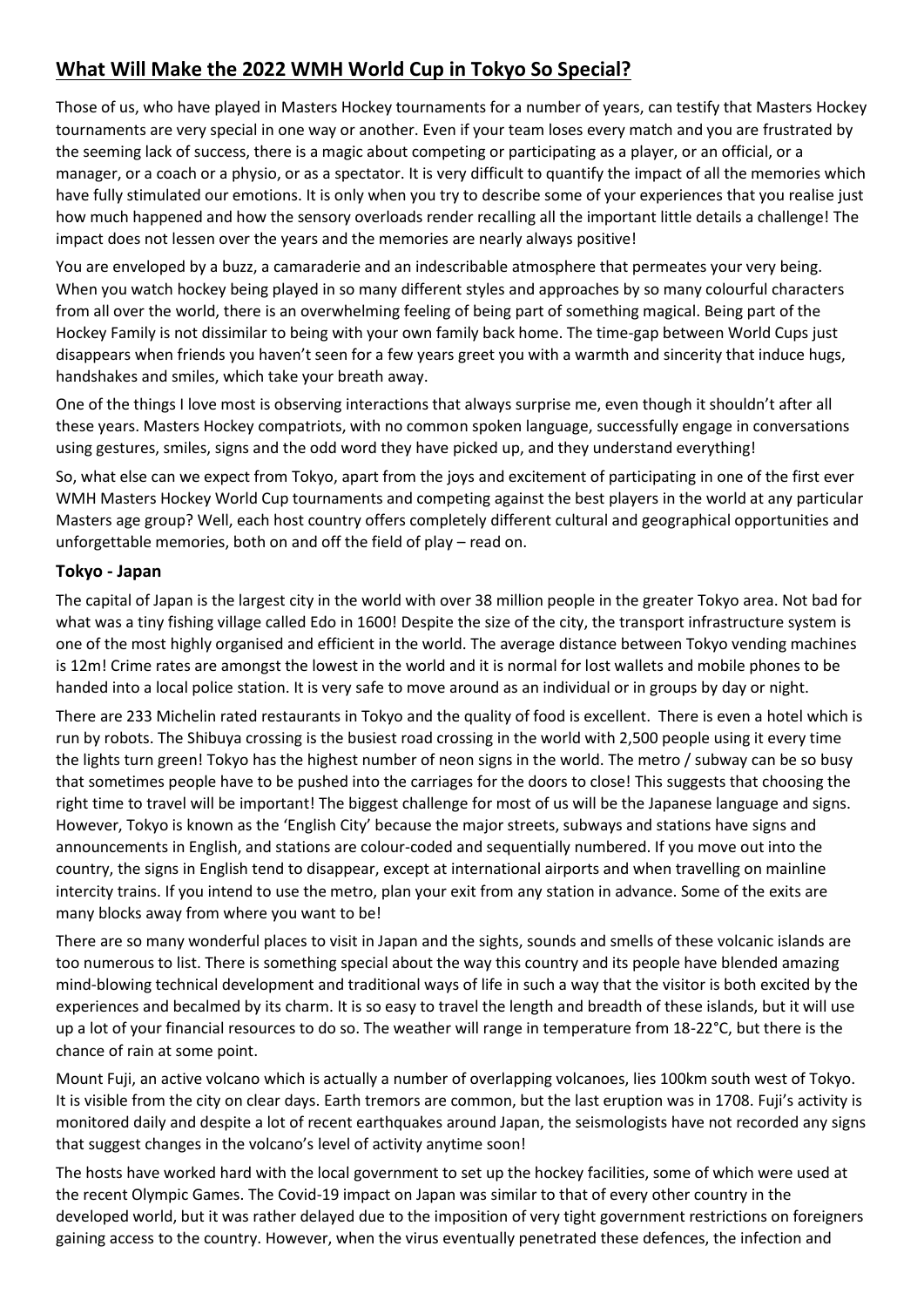# What Will Make the 2022 WMH World Cup in Tokyo So Special?

Those of us, who have played in Masters Hockey tournaments for a number of years, can testify that Masters Hockey tournaments are very special in one way or another. Even if your team loses every match and you are frustrated by the seeming lack of success, there is a magic about competing or participating as a player, or an official, or a manager, or a coach or a physio, or as a spectator. It is very difficult to quantify the impact of all the memories which have fully stimulated our emotions. It is only when you try to describe some of your experiences that you realise just how much happened and how the sensory overloads render recalling all the important little details a challenge! The impact does not lessen over the years and the memories are nearly always positive!

You are enveloped by a buzz, a camaraderie and an indescribable atmosphere that permeates your very being. When you watch hockey being played in so many different styles and approaches by so many colourful characters from all over the world, there is an overwhelming feeling of being part of something magical. Being part of the Hockey Family is not dissimilar to being with your own family back home. The time-gap between World Cups just disappears when friends you haven't seen for a few years greet you with a warmth and sincerity that induce hugs, handshakes and smiles, which take your breath away.

One of the things I love most is observing interactions that always surprise me, even though it shouldn't after all these years. Masters Hockey compatriots, with no common spoken language, successfully engage in conversations using gestures, smiles, signs and the odd word they have picked up, and they understand everything!

So, what else can we expect from Tokyo, apart from the joys and excitement of participating in one of the first ever WMH Masters Hockey World Cup tournaments and competing against the best players in the world at any particular Masters age group? Well, each host country offers completely different cultural and geographical opportunities and unforgettable memories, both on and off the field of play – read on.

### Tokyo - Japan

The capital of Japan is the largest city in the world with over 38 million people in the greater Tokyo area. Not bad for what was a tiny fishing village called Edo in 1600! Despite the size of the city, the transport infrastructure system is one of the most highly organised and efficient in the world. The average distance between Tokyo vending machines is 12m! Crime rates are amongst the lowest in the world and it is normal for lost wallets and mobile phones to be handed into a local police station. It is very safe to move around as an individual or in groups by day or night.

There are 233 Michelin rated restaurants in Tokyo and the quality of food is excellent. There is even a hotel which is run by robots. The Shibuya crossing is the busiest road crossing in the world with 2,500 people using it every time the lights turn green! Tokyo has the highest number of neon signs in the world. The metro / subway can be so busy that sometimes people have to be pushed into the carriages for the doors to close! This suggests that choosing the right time to travel will be important! The biggest challenge for most of us will be the Japanese language and signs. However, Tokyo is known as the 'English City' because the major streets, subways and stations have signs and announcements in English, and stations are colour-coded and sequentially numbered. If you move out into the country, the signs in English tend to disappear, except at international airports and when travelling on mainline intercity trains. If you intend to use the metro, plan your exit from any station in advance. Some of the exits are many blocks away from where you want to be!

There are so many wonderful places to visit in Japan and the sights, sounds and smells of these volcanic islands are too numerous to list. There is something special about the way this country and its people have blended amazing mind-blowing technical development and traditional ways of life in such a way that the visitor is both excited by the experiences and becalmed by its charm. It is so easy to travel the length and breadth of these islands, but it will use up a lot of your financial resources to do so. The weather will range in temperature from 18-22°C, but there is the chance of rain at some point.

Mount Fuji, an active volcano which is actually a number of overlapping volcanoes, lies 100km south west of Tokyo. It is visible from the city on clear days. Earth tremors are common, but the last eruption was in 1708. Fuji's activity is monitored daily and despite a lot of recent earthquakes around Japan, the seismologists have not recorded any signs that suggest changes in the volcano's level of activity anytime soon!

The hosts have worked hard with the local government to set up the hockey facilities, some of which were used at the recent Olympic Games. The Covid-19 impact on Japan was similar to that of every other country in the developed world, but it was rather delayed due to the imposition of very tight government restrictions on foreigners gaining access to the country. However, when the virus eventually penetrated these defences, the infection and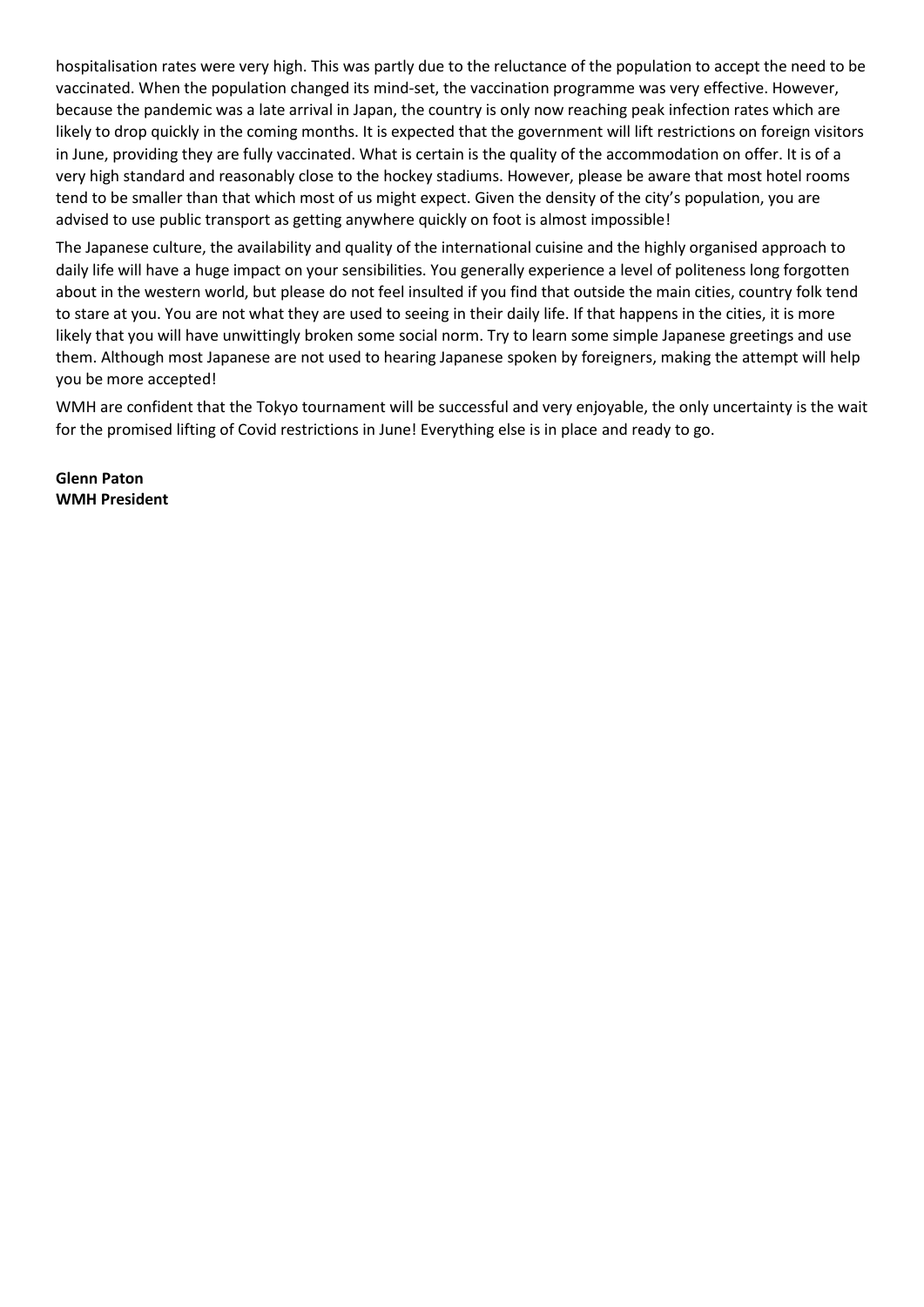hospitalisation rates were very high. This was partly due to the reluctance of the population to accept the need to be vaccinated. When the population changed its mind-set, the vaccination programme was very effective. However, because the pandemic was a late arrival in Japan, the country is only now reaching peak infection rates which are likely to drop quickly in the coming months. It is expected that the government will lift restrictions on foreign visitors in June, providing they are fully vaccinated. What is certain is the quality of the accommodation on offer. It is of a very high standard and reasonably close to the hockey stadiums. However, please be aware that most hotel rooms tend to be smaller than that which most of us might expect. Given the density of the city's population, you are advised to use public transport as getting anywhere quickly on foot is almost impossible!

The Japanese culture, the availability and quality of the international cuisine and the highly organised approach to daily life will have a huge impact on your sensibilities. You generally experience a level of politeness long forgotten about in the western world, but please do not feel insulted if you find that outside the main cities, country folk tend to stare at you. You are not what they are used to seeing in their daily life. If that happens in the cities, it is more likely that you will have unwittingly broken some social norm. Try to learn some simple Japanese greetings and use them. Although most Japanese are not used to hearing Japanese spoken by foreigners, making the attempt will help you be more accepted!

WMH are confident that the Tokyo tournament will be successful and very enjoyable, the only uncertainty is the wait for the promised lifting of Covid restrictions in June! Everything else is in place and ready to go.

**Glenn Paton**
**WMH President**